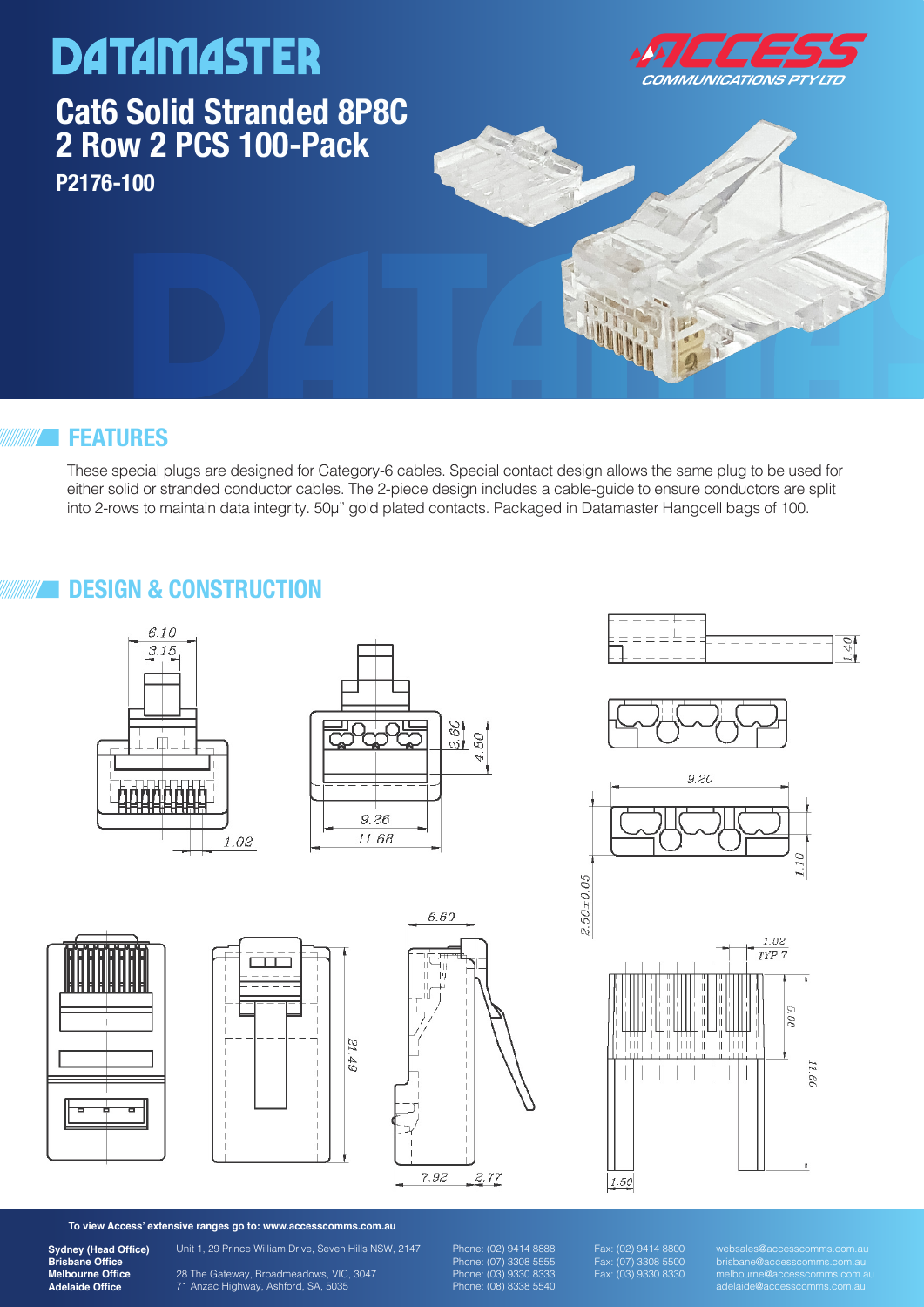# DATAMASTER

## Cat6 Solid Stranded 8P8C 2 Row 2 PCS 100-Pack

**P2176-100**

ACCESS COMMUNICATIONS PTY LTD

## FEATURES

These special plugs are designed for Category-6 cables. Special contact design allows the same plug to be used for either solid or stranded conductor cables. The 2-piece design includes a cable-guide to ensure conductors are split into 2-rows to maintain data integrity. 50µ" gold plated contacts. Packaged in Datamaster Hangcell bags of 100.

## DESIGN & CONSTRUCTION

6.10
3.15
1.02
2.60
4.80
9.26
11.68
1.40
9.20
1.10
2.50±0.05
6.60
21.49
7.92
2.77
1.02 TYP.7
6.00
11.60
1.50

**To view Access' extensive ranges go to: www.accesscomms.com.au**

| | | | | |
|---|---|---|---|---|
| **Sydney (Head Office)** | Unit 1, 29 Prince William Drive, Seven Hills NSW, 2147 | Phone: (02) 9414 8888 | Fax: (02) 9414 8800 | websales@accesscomms.com.au |
| **Brisbane Office** | | Phone: (07) 3308 5555 | Fax: (07) 3308 5500 | brisbane@accesscomms.com.au |
| **Melbourne Office** | 28 The Gateway, Broadmeadows, VIC, 3047 | Phone: (03) 9330 8333 | Fax: (03) 9330 8330 | melbourne@accesscomms.com.au |
| **Adelaide Office** | 71 Anzac Highway, Ashford, SA, 5035 | Phone: (08) 8338 5540 | | adelaide@accesscomms.com.au |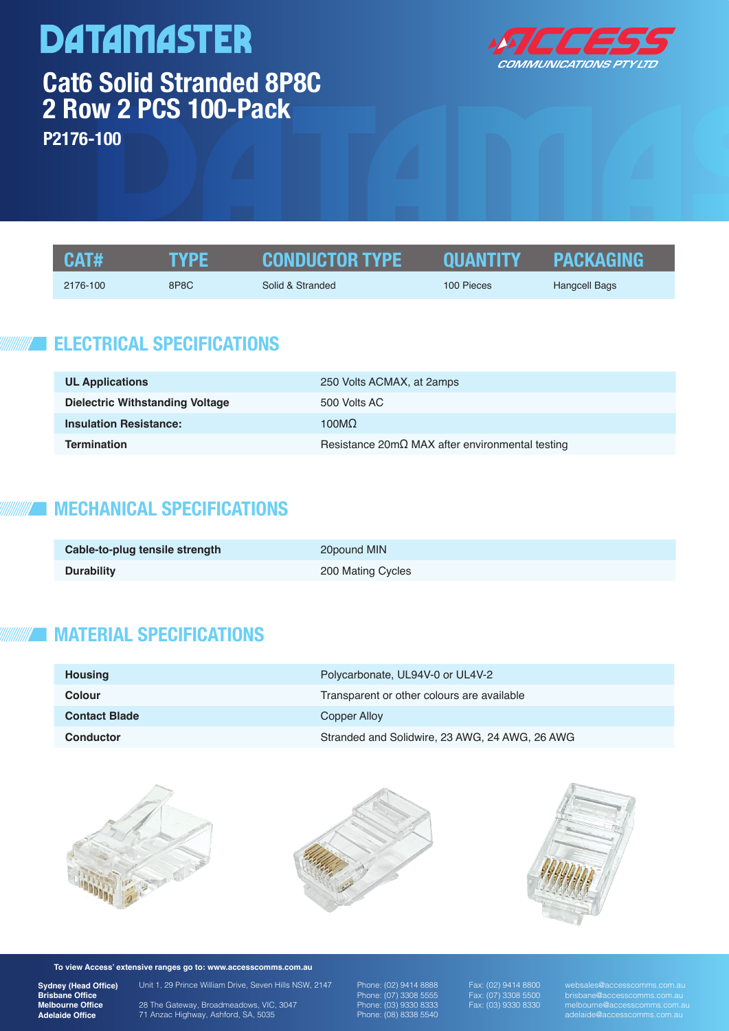# DATAMASTER

## Cat6 Solid Stranded 8P8C 2 Row 2 PCS 100-Pack

**P2176-100**

ACCESS COMMUNICATIONS PTY LTD

| CAT# | TYPE | CONDUCTOR TYPE | QUANTITY | PACKAGING |
|---|---|---|---|---|
| 2176-100 | 8P8C | Solid & Stranded | 100 Pieces | Hangcell Bags |

## ELECTRICAL SPECIFICATIONS

| | |
|---|---|
| **UL Applications** | 250 Volts ACMAX, at 2amps |
| **Dielectric Withstanding Voltage** | 500 Volts AC |
| **Insulation Resistance:** | 100MΩ |
| **Termination** | Resistance 20mΩ MAX after environmental testing |

## MECHANICAL SPECIFICATIONS

| | |
|---|---|
| **Cable-to-plug tensile strength** | 20pound MIN |
| **Durability** | 200 Mating Cycles |

## MATERIAL SPECIFICATIONS

| | |
|---|---|
| **Housing** | Polycarbonate, UL94V-0 or UL4V-2 |
| **Colour** | Transparent or other colours are available |
| **Contact Blade** | Copper Alloy |
| **Conductor** | Stranded and Solidwire, 23 AWG, 24 AWG, 26 AWG |

**To view Access' extensive ranges go to: www.accesscomms.com.au**

**Sydney (Head Office)** Unit 1, 29 Prince William Drive, Seven Hills NSW, 2147 Phone: (02) 9414 8888 Fax: (02) 9414 8800 websales@accesscomms.com.au

**Brisbane Office** Phone: (07) 3308 5555 Fax: (07) 3308 5500 brisbane@accesscomms.com.au

**Melbourne Office** 28 The Gateway, Broadmeadows, VIC, 3047 Phone: (03) 9330 8333 Fax: (03) 9330 8330 melbourne@accesscomms.com.au

**Adelaide Office** 71 Anzac Highway, Ashford, SA, 5035 Phone: (08) 8338 5540 adelaide@accesscomms.com.au